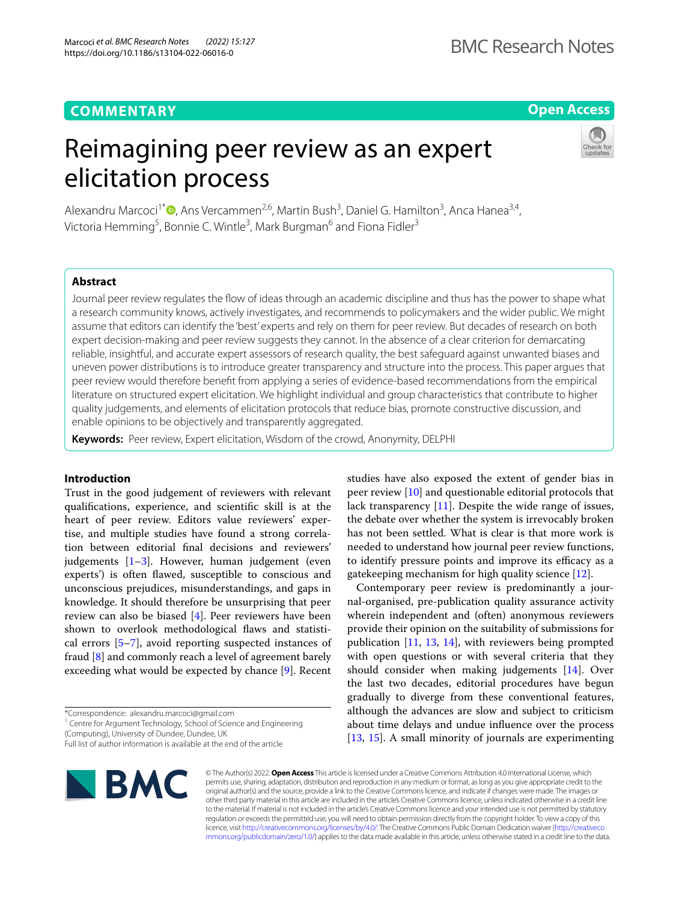**COMMENTARY** **Open Access**

# Reimagining peer review as an expert elicitation process

Alexandru Marcoci[1*], Ans Vercammen[2,6], Martin Bush[3], Daniel G. Hamilton[3], Anca Hanea[3,4], Victoria Hemming[5], Bonnie C. Wintle[3], Mark Burgman[6] and Fiona Fidler[3]

## Abstract

Journal peer review regulates the flow of ideas through an academic discipline and thus has the power to shape what a research community knows, actively investigates, and recommends to policymakers and the wider public. We might assume that editors can identify the 'best' experts and rely on them for peer review. But decades of research on both expert decision-making and peer review suggests they cannot. In the absence of a clear criterion for demarcating reliable, insightful, and accurate expert assessors of research quality, the best safeguard against unwanted biases and uneven power distributions is to introduce greater transparency and structure into the process. This paper argues that peer review would therefore benefit from applying a series of evidence-based recommendations from the empirical literature on structured expert elicitation. We highlight individual and group characteristics that contribute to higher quality judgements, and elements of elicitation protocols that reduce bias, promote constructive discussion, and enable opinions to be objectively and transparently aggregated.

**Keywords:** Peer review, Expert elicitation, Wisdom of the crowd, Anonymity, DELPHI

## Introduction

Trust in the good judgement of reviewers with relevant qualifications, experience, and scientific skill is at the heart of peer review. Editors value reviewers' expertise, and multiple studies have found a strong correlation between editorial final decisions and reviewers' judgements [1–3]. However, human judgement (even experts') is often flawed, susceptible to conscious and unconscious prejudices, misunderstandings, and gaps in knowledge. It should therefore be unsurprising that peer review can also be biased [4]. Peer reviewers have been shown to overlook methodological flaws and statistical errors [5–7], avoid reporting suspected instances of fraud [8] and commonly reach a level of agreement barely exceeding what would be expected by chance [9]. Recent studies have also exposed the extent of gender bias in peer review [10] and questionable editorial protocols that lack transparency [11]. Despite the wide range of issues, the debate over whether the system is irrevocably broken has not been settled. What is clear is that more work is needed to understand how journal peer review functions, to identify pressure points and improve its efficacy as a gatekeeping mechanism for high quality science [12].

Contemporary peer review is predominantly a journal-organised, pre-publication quality assurance activity wherein independent and (often) anonymous reviewers provide their opinion on the suitability of submissions for publication [11, 13, 14], with reviewers being prompted with open questions or with several criteria that they should consider when making judgements [14]. Over the last two decades, editorial procedures have begun gradually to diverge from these conventional features, although the advances are slow and subject to criticism about time delays and undue influence over the process [13, 15]. A small minority of journals are experimenting

*Correspondence: alexandru.marcoci@gmail.com

[1] Centre for Argument Technology, School of Science and Engineering (Computing), University of Dundee, Dundee, UK

Full list of author information is available at the end of the article

© The Author(s) 2022. **Open Access** This article is licensed under a Creative Commons Attribution 4.0 International License, which permits use, sharing, adaptation, distribution and reproduction in any medium or format, as long as you give appropriate credit to the original author(s) and the source, provide a link to the Creative Commons licence, and indicate if changes were made. The images or other third party material in this article are included in the article's Creative Commons licence, unless indicated otherwise in a credit line to the material. If material is not included in the article's Creative Commons licence and your intended use is not permitted by statutory regulation or exceeds the permitted use, you will need to obtain permission directly from the copyright holder. To view a copy of this licence, visit http://creativecommons.org/licenses/by/4.0/. The Creative Commons Public Domain Dedication waiver (http://creativecommons.org/publicdomain/zero/1.0/) applies to the data made available in this article, unless otherwise stated in a credit line to the data.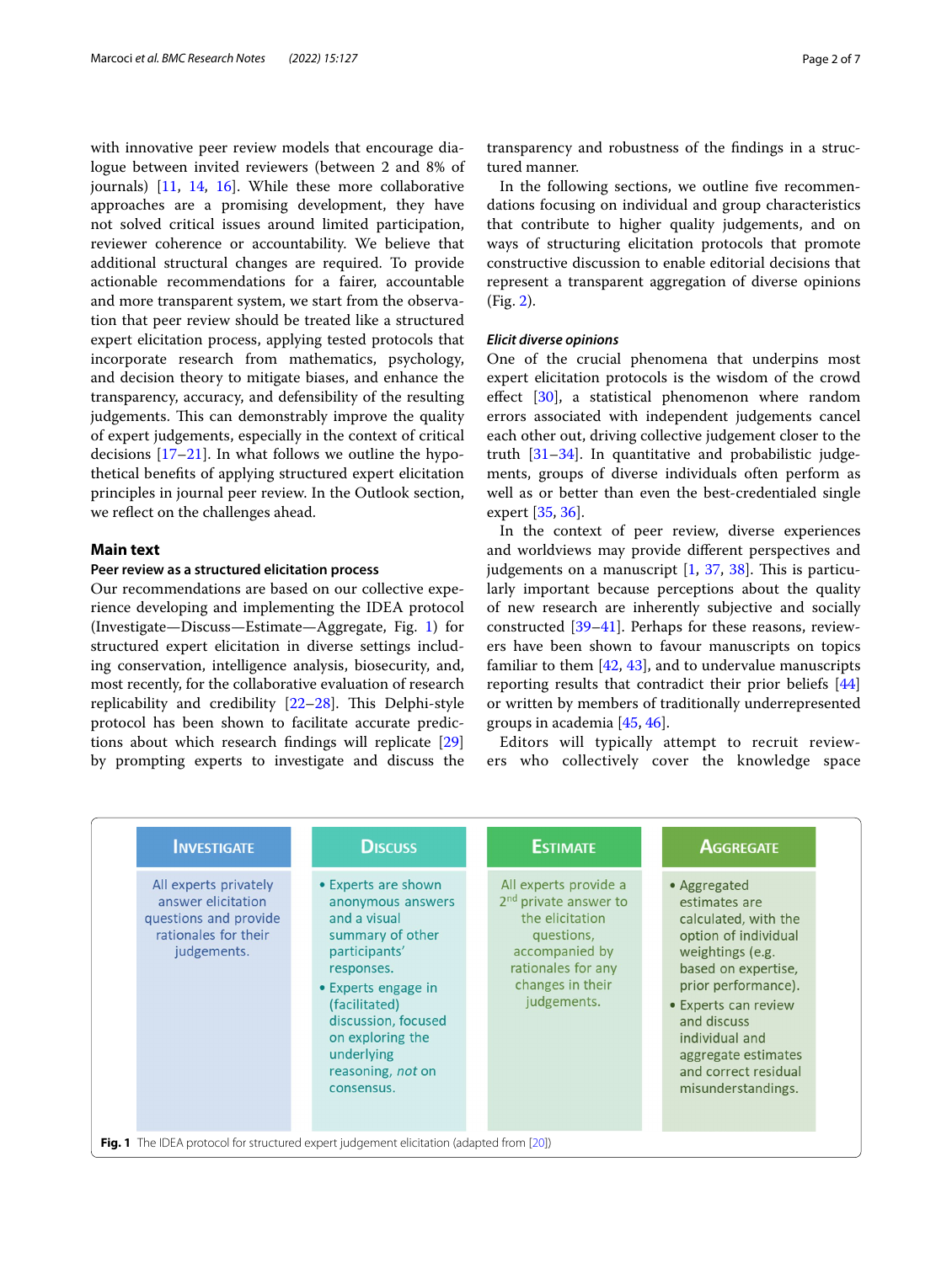with innovative peer review models that encourage dialogue between invited reviewers (between 2 and 8% of journals) [11, 14, 16]. While these more collaborative approaches are a promising development, they have not solved critical issues around limited participation, reviewer coherence or accountability. We believe that additional structural changes are required. To provide actionable recommendations for a fairer, accountable and more transparent system, we start from the observation that peer review should be treated like a structured expert elicitation process, applying tested protocols that incorporate research from mathematics, psychology, and decision theory to mitigate biases, and enhance the transparency, accuracy, and defensibility of the resulting judgements. This can demonstrably improve the quality of expert judgements, especially in the context of critical decisions [17–21]. In what follows we outline the hypothetical benefits of applying structured expert elicitation principles in journal peer review. In the Outlook section, we reflect on the challenges ahead.

## Main text

### Peer review as a structured elicitation process

Our recommendations are based on our collective experience developing and implementing the IDEA protocol (Investigate—Discuss—Estimate—Aggregate, Fig. 1) for structured expert elicitation in diverse settings including conservation, intelligence analysis, biosecurity, and, most recently, for the collaborative evaluation of research replicability and credibility [22–28]. This Delphi-style protocol has been shown to facilitate accurate predictions about which research findings will replicate [29] by prompting experts to investigate and discuss the transparency and robustness of the findings in a structured manner.

In the following sections, we outline five recommendations focusing on individual and group characteristics that contribute to higher quality judgements, and on ways of structuring elicitation protocols that promote constructive discussion to enable editorial decisions that represent a transparent aggregation of diverse opinions (Fig. 2).

#### *Elicit diverse opinions*

One of the crucial phenomena that underpins most expert elicitation protocols is the wisdom of the crowd effect [30], a statistical phenomenon where random errors associated with independent judgements cancel each other out, driving collective judgement closer to the truth [31–34]. In quantitative and probabilistic judgements, groups of diverse individuals often perform as well as or better than even the best-credentialed single expert [35, 36].

In the context of peer review, diverse experiences and worldviews may provide different perspectives and judgements on a manuscript [1, 37, 38]. This is particularly important because perceptions about the quality of new research are inherently subjective and socially constructed [39–41]. Perhaps for these reasons, reviewers have been shown to favour manuscripts on topics familiar to them [42, 43], and to undervalue manuscripts reporting results that contradict their prior beliefs [44] or written by members of traditionally underrepresented groups in academia [45, 46].

Editors will typically attempt to recruit reviewers who collectively cover the knowledge space

| Investigate | Discuss | Estimate | Aggregate |
|---|---|---|---|
| All experts privately answer elicitation questions and provide rationales for their judgements. | • Experts are shown anonymous answers and a visual summary of other participants' responses.<br>• Experts engage in (facilitated) discussion, focused on exploring the underlying reasoning, *not* on consensus. | All experts provide a 2nd private answer to the elicitation questions, accompanied by rationales for any changes in their judgements. | • Aggregated estimates are calculated, with the option of individual weightings (e.g. based on expertise, prior performance).<br>• Experts can review and discuss individual and aggregate estimates and correct residual misunderstandings. |

**Fig. 1** The IDEA protocol for structured expert judgement elicitation (adapted from [20])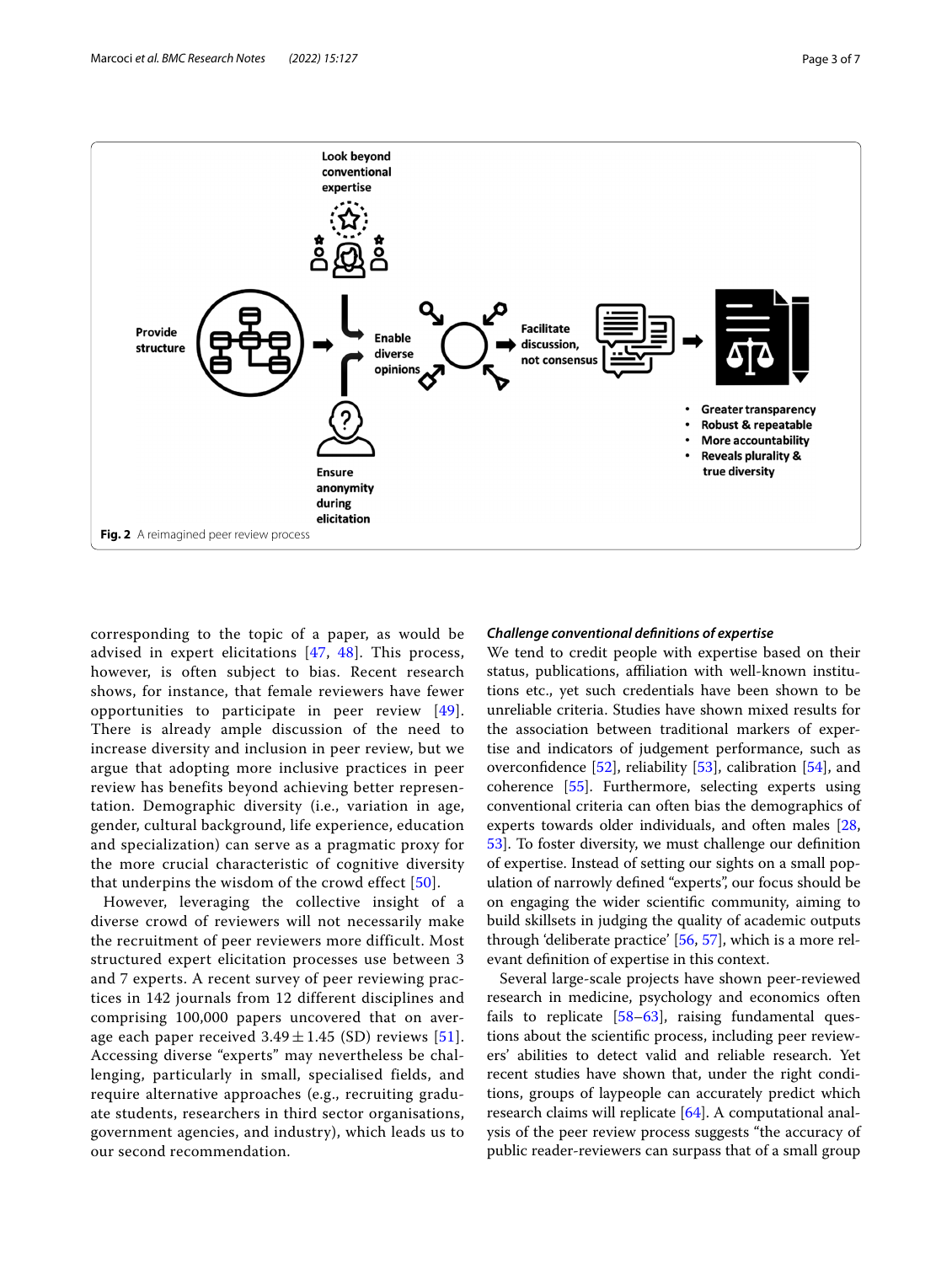Look beyond conventional expertise

Provide structure

Enable diverse opinions

Facilitate discussion, not consensus

Ensure anonymity during elicitation

- Greater transparency
- Robust & repeatable
- More accountability
- Reveals plurality & true diversity

**Fig. 2** A reimagined peer review process

corresponding to the topic of a paper, as would be advised in expert elicitations [47, 48]. This process, however, is often subject to bias. Recent research shows, for instance, that female reviewers have fewer opportunities to participate in peer review [49]. There is already ample discussion of the need to increase diversity and inclusion in peer review, but we argue that adopting more inclusive practices in peer review has benefits beyond achieving better representation. Demographic diversity (i.e., variation in age, gender, cultural background, life experience, education and specialization) can serve as a pragmatic proxy for the more crucial characteristic of cognitive diversity that underpins the wisdom of the crowd effect [50].

However, leveraging the collective insight of a diverse crowd of reviewers will not necessarily make the recruitment of peer reviewers more difficult. Most structured expert elicitation processes use between 3 and 7 experts. A recent survey of peer reviewing practices in 142 journals from 12 different disciplines and comprising 100,000 papers uncovered that on average each paper received $3.49 \pm 1.45$ (SD) reviews [51]. Accessing diverse "experts" may nevertheless be challenging, particularly in small, specialised fields, and require alternative approaches (e.g., recruiting graduate students, researchers in third sector organisations, government agencies, and industry), which leads us to our second recommendation.

### *Challenge conventional definitions of expertise*

We tend to credit people with expertise based on their status, publications, affiliation with well-known institutions etc., yet such credentials have been shown to be unreliable criteria. Studies have shown mixed results for the association between traditional markers of expertise and indicators of judgement performance, such as overconfidence [52], reliability [53], calibration [54], and coherence [55]. Furthermore, selecting experts using conventional criteria can often bias the demographics of experts towards older individuals, and often males [28, 53]. To foster diversity, we must challenge our definition of expertise. Instead of setting our sights on a small population of narrowly defined "experts", our focus should be on engaging the wider scientific community, aiming to build skillsets in judging the quality of academic outputs through 'deliberate practice' [56, 57], which is a more relevant definition of expertise in this context.

Several large-scale projects have shown peer-reviewed research in medicine, psychology and economics often fails to replicate [58–63], raising fundamental questions about the scientific process, including peer reviewers' abilities to detect valid and reliable research. Yet recent studies have shown that, under the right conditions, groups of laypeople can accurately predict which research claims will replicate [64]. A computational analysis of the peer review process suggests "the accuracy of public reader-reviewers can surpass that of a small group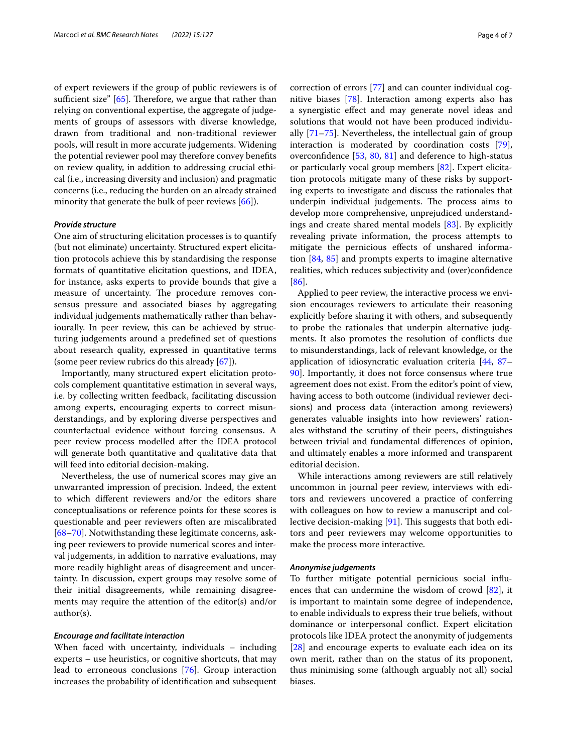of expert reviewers if the group of public reviewers is of sufficient size" [65]. Therefore, we argue that rather than relying on conventional expertise, the aggregate of judgements of groups of assessors with diverse knowledge, drawn from traditional and non-traditional reviewer pools, will result in more accurate judgements. Widening the potential reviewer pool may therefore convey benefits on review quality, in addition to addressing crucial ethical (i.e., increasing diversity and inclusion) and pragmatic concerns (i.e., reducing the burden on an already strained minority that generate the bulk of peer reviews [66]).

#### *Provide structure*

One aim of structuring elicitation processes is to quantify (but not eliminate) uncertainty. Structured expert elicitation protocols achieve this by standardising the response formats of quantitative elicitation questions, and IDEA, for instance, asks experts to provide bounds that give a measure of uncertainty. The procedure removes consensus pressure and associated biases by aggregating individual judgements mathematically rather than behaviourally. In peer review, this can be achieved by structuring judgements around a predefined set of questions about research quality, expressed in quantitative terms (some peer review rubrics do this already [67]).

Importantly, many structured expert elicitation protocols complement quantitative estimation in several ways, i.e. by collecting written feedback, facilitating discussion among experts, encouraging experts to correct misunderstandings, and by exploring diverse perspectives and counterfactual evidence without forcing consensus. A peer review process modelled after the IDEA protocol will generate both quantitative and qualitative data that will feed into editorial decision-making.

Nevertheless, the use of numerical scores may give an unwarranted impression of precision. Indeed, the extent to which different reviewers and/or the editors share conceptualisations or reference points for these scores is questionable and peer reviewers often are miscalibrated [68–70]. Notwithstanding these legitimate concerns, asking peer reviewers to provide numerical scores and interval judgements, in addition to narrative evaluations, may more readily highlight areas of disagreement and uncertainty. In discussion, expert groups may resolve some of their initial disagreements, while remaining disagreements may require the attention of the editor(s) and/or author(s).

#### *Encourage and facilitate interaction*

When faced with uncertainty, individuals – including experts – use heuristics, or cognitive shortcuts, that may lead to erroneous conclusions [76]. Group interaction increases the probability of identification and subsequent correction of errors [77] and can counter individual cognitive biases [78]. Interaction among experts also has a synergistic effect and may generate novel ideas and solutions that would not have been produced individually [71–75]. Nevertheless, the intellectual gain of group interaction is moderated by coordination costs [79], overconfidence [53, 80, 81] and deference to high-status or particularly vocal group members [82]. Expert elicitation protocols mitigate many of these risks by supporting experts to investigate and discuss the rationales that underpin individual judgements. The process aims to develop more comprehensive, unprejudiced understandings and create shared mental models [83]. By explicitly revealing private information, the process attempts to mitigate the pernicious effects of unshared information [84, 85] and prompts experts to imagine alternative realities, which reduces subjectivity and (over)confidence [86].

Applied to peer review, the interactive process we envision encourages reviewers to articulate their reasoning explicitly before sharing it with others, and subsequently to probe the rationales that underpin alternative judgments. It also promotes the resolution of conflicts due to misunderstandings, lack of relevant knowledge, or the application of idiosyncratic evaluation criteria [44, 87–90]. Importantly, it does not force consensus where true agreement does not exist. From the editor's point of view, having access to both outcome (individual reviewer decisions) and process data (interaction among reviewers) generates valuable insights into how reviewers' rationales withstand the scrutiny of their peers, distinguishes between trivial and fundamental differences of opinion, and ultimately enables a more informed and transparent editorial decision.

While interactions among reviewers are still relatively uncommon in journal peer review, interviews with editors and reviewers uncovered a practice of conferring with colleagues on how to review a manuscript and collective decision-making [91]. This suggests that both editors and peer reviewers may welcome opportunities to make the process more interactive.

#### *Anonymise judgements*

To further mitigate potential pernicious social influences that can undermine the wisdom of crowd [82], it is important to maintain some degree of independence, to enable individuals to express their true beliefs, without dominance or interpersonal conflict. Expert elicitation protocols like IDEA protect the anonymity of judgements [28] and encourage experts to evaluate each idea on its own merit, rather than on the status of its proponent, thus minimising some (although arguably not all) social biases.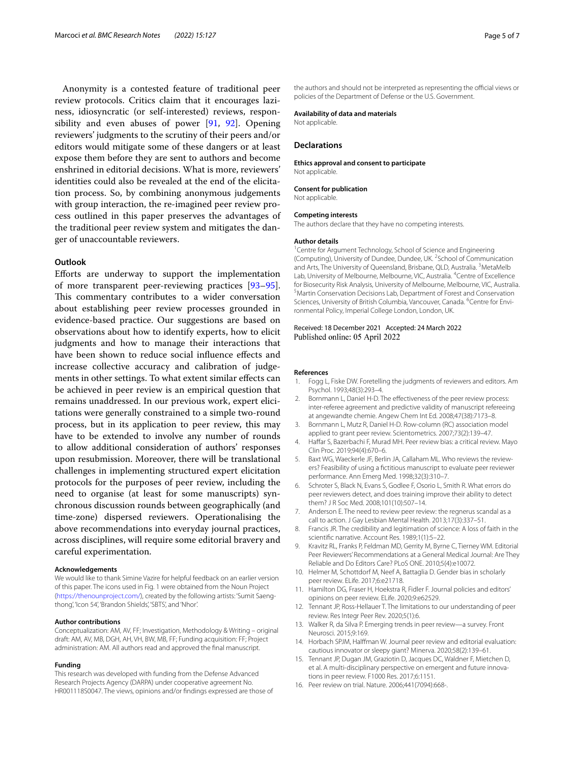Anonymity is a contested feature of traditional peer review protocols. Critics claim that it encourages laziness, idiosyncratic (or self-interested) reviews, responsibility and even abuses of power [91, 92]. Opening reviewers' judgments to the scrutiny of their peers and/or editors would mitigate some of these dangers or at least expose them before they are sent to authors and become enshrined in editorial decisions. What is more, reviewers' identities could also be revealed at the end of the elicitation process. So, by combining anonymous judgements with group interaction, the re-imagined peer review process outlined in this paper preserves the advantages of the traditional peer review system and mitigates the danger of unaccountable reviewers.

## Outlook

Efforts are underway to support the implementation of more transparent peer-reviewing practices [93–95]. This commentary contributes to a wider conversation about establishing peer review processes grounded in evidence-based practice. Our suggestions are based on observations about how to identify experts, how to elicit judgments and how to manage their interactions that have been shown to reduce social influence effects and increase collective accuracy and calibration of judgements in other settings. To what extent similar effects can be achieved in peer review is an empirical question that remains unaddressed. In our previous work, expert elicitations were generally constrained to a simple two-round process, but in its application to peer review, this may have to be extended to involve any number of rounds to allow additional consideration of authors' responses upon resubmission. Moreover, there will be translational challenges in implementing structured expert elicitation protocols for the purposes of peer review, including the need to organise (at least for some manuscripts) synchronous discussion rounds between geographically (and time-zone) dispersed reviewers. Operationalising the above recommendations into everyday journal practices, across disciplines, will require some editorial bravery and careful experimentation.

### Acknowledgements

We would like to thank Simine Vazire for helpful feedback on an earlier version of this paper. The icons used in Fig. 1 were obtained from the Noun Project (https://thenounproject.com/), created by the following artists: 'Sumit Saengthong', 'Icon 54', 'Brandon Shields', 'SBTS', and 'Nhor'.

### Author contributions

Conceptualization: AM, AV, FF; Investigation, Methodology & Writing – original draft: AM, AV, MB, DGH, AH, VH, BW, MB, FF; Funding acquisition: FF; Project administration: AM. All authors read and approved the final manuscript.

### Funding

This research was developed with funding from the Defense Advanced Research Projects Agency (DARPA) under cooperative agreement No. HR00111850047. The views, opinions and/or findings expressed are those of the authors and should not be interpreted as representing the official views or policies of the Department of Defense or the U.S. Government.

### Availability of data and materials

Not applicable.

## Declarations

### Ethics approval and consent to participate

Not applicable.

### Consent for publication

Not applicable.

### Competing interests

The authors declare that they have no competing interests.

### Author details

[1] Centre for Argument Technology, School of Science and Engineering (Computing), University of Dundee, Dundee, UK. [2] School of Communication and Arts, The University of Queensland, Brisbane, QLD, Australia. [3] MetaMelb Lab, University of Melbourne, Melbourne, VIC, Australia. [4] Centre of Excellence for Biosecurity Risk Analysis, University of Melbourne, Melbourne, VIC, Australia. [5] Martin Conservation Decisions Lab, Department of Forest and Conservation Sciences, University of British Columbia, Vancouver, Canada. [6] Centre for Environmental Policy, Imperial College London, London, UK.

Received: 18 December 2021 Accepted: 24 March 2022
Published online: 05 April 2022

### References

1. Fogg L, Fiske DW. Foretelling the judgments of reviewers and editors. Am Psychol. 1993;48(3):293–4.
2. Bornmann L, Daniel H-D. The effectiveness of the peer review process: inter-referee agreement and predictive validity of manuscript refereeing at angewandte chemie. Angew Chem Int Ed. 2008;47(38):7173–8.
3. Bornmann L, Mutz R, Daniel H-D. Row-column (RC) association model applied to grant peer review. Scientometrics. 2007;73(2):139–47.
4. Haffar S, Bazerbachi F, Murad MH. Peer review bias: a critical review. Mayo Clin Proc. 2019;94(4):670–6.
5. Baxt WG, Waeckerle JF, Berlin JA, Callaham ML. Who reviews the reviewers? Feasibility of using a fictitious manuscript to evaluate peer reviewer performance. Ann Emerg Med. 1998;32(3):310–7.
6. Schroter S, Black N, Evans S, Godlee F, Osorio L, Smith R. What errors do peer reviewers detect, and does training improve their ability to detect them? J R Soc Med. 2008;101(10):507–14.
7. Anderson E. The need to review peer review: the regnerus scandal as a call to action. J Gay Lesbian Mental Health. 2013;17(3):337–51.
8. Francis JR. The credibility and legitimation of science: A loss of faith in the scientific narrative. Account Res. 1989;1(1):5–22.
9. Kravitz RL, Franks P, Feldman MD, Gerrity M, Byrne C, Tierney WM. Editorial Peer Reviewers' Recommendations at a General Medical Journal: Are They Reliable and Do Editors Care? PLoS ONE. 2010;5(4):e10072.
10. Helmer M, Schottdorf M, Neef A, Battaglia D. Gender bias in scholarly peer review. ELife. 2017;6:e21718.
11. Hamilton DG, Fraser H, Hoekstra R, Fidler F. Journal policies and editors' opinions on peer review. ELife. 2020;9:e62529.
12. Tennant JP, Ross-Hellauer T. The limitations to our understanding of peer review. Res Integr Peer Rev. 2020;5(1):6.
13. Walker R, da Silva P. Emerging trends in peer review—a survey. Front Neurosci. 2015;9:169.
14. Horbach SPJM, Halffman W. Journal peer review and editorial evaluation: cautious innovator or sleepy giant? Minerva. 2020;58(2):139–61.
15. Tennant JP, Dugan JM, Graziotin D, Jacques DC, Waldner F, Mietchen D, et al. A multi-disciplinary perspective on emergent and future innovations in peer review. F1000 Res. 2017;6:1151.
16. Peer review on trial. Nature. 2006;441(7094):668-.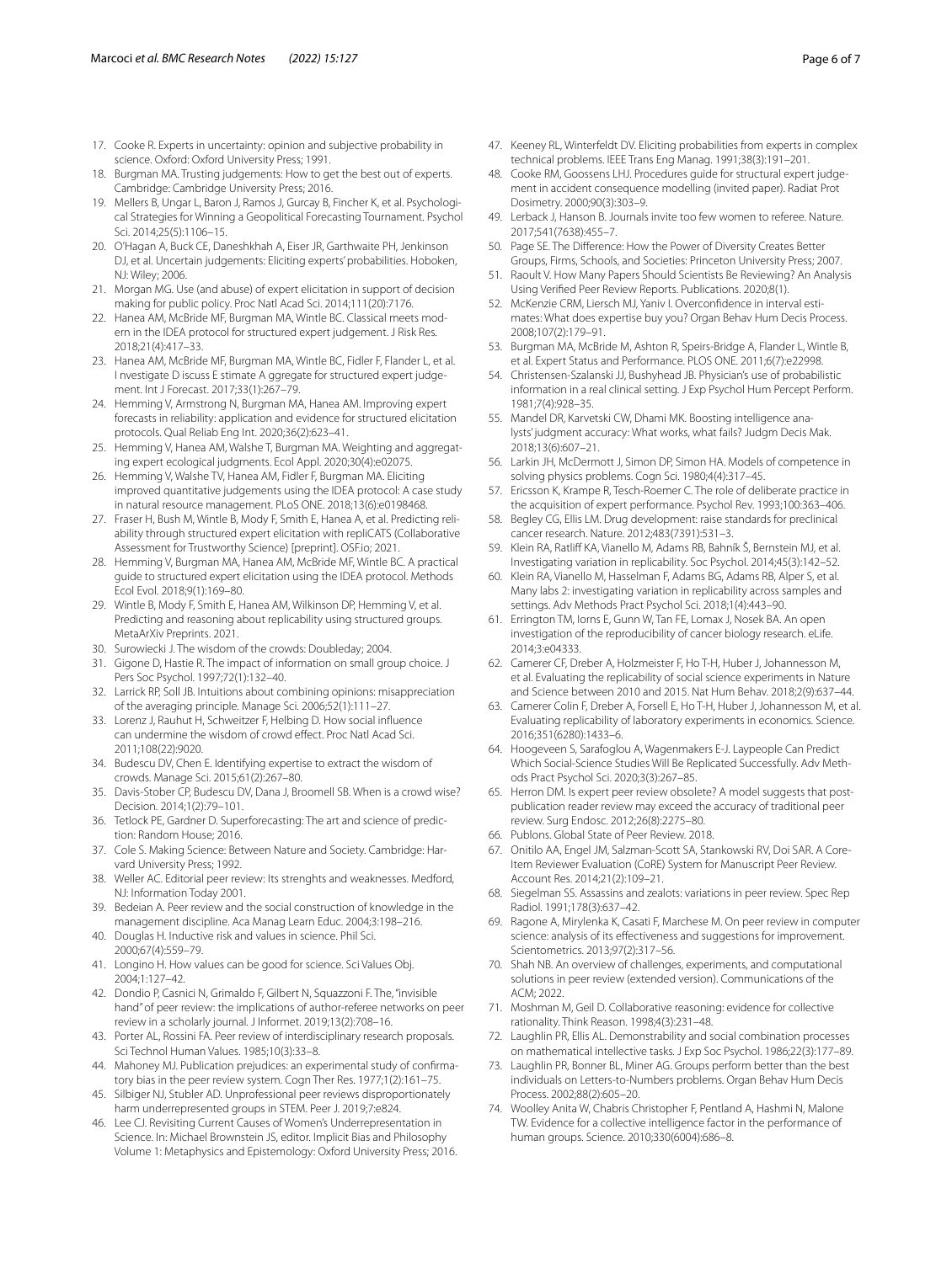17. Cooke R. Experts in uncertainty: opinion and subjective probability in science. Oxford: Oxford University Press; 1991.
18. Burgman MA. Trusting judgements: How to get the best out of experts. Cambridge: Cambridge University Press; 2016.
19. Mellers B, Ungar L, Baron J, Ramos J, Gurcay B, Fincher K, et al. Psychological Strategies for Winning a Geopolitical Forecasting Tournament. Psychol Sci. 2014;25(5):1106–15.
20. O'Hagan A, Buck CE, Daneshkhah A, Eiser JR, Garthwaite PH, Jenkinson DJ, et al. Uncertain judgements: Eliciting experts' probabilities. Hoboken, NJ: Wiley; 2006.
21. Morgan MG. Use (and abuse) of expert elicitation in support of decision making for public policy. Proc Natl Acad Sci. 2014;111(20):7176.
22. Hanea AM, McBride MF, Burgman MA, Wintle BC. Classical meets modern in the IDEA protocol for structured expert judgement. J Risk Res. 2018;21(4):417–33.
23. Hanea AM, McBride MF, Burgman MA, Wintle BC, Fidler F, Flander L, et al. I nvestigate D iscuss E stimate A ggregate for structured expert judgement. Int J Forecast. 2017;33(1):267–79.
24. Hemming V, Armstrong N, Burgman MA, Hanea AM. Improving expert forecasts in reliability: application and evidence for structured elicitation protocols. Qual Reliab Eng Int. 2020;36(2):623–41.
25. Hemming V, Hanea AM, Walshe T, Burgman MA. Weighting and aggregating expert ecological judgments. Ecol Appl. 2020;30(4):e02075.
26. Hemming V, Walshe TV, Hanea AM, Fidler F, Burgman MA. Eliciting improved quantitative judgements using the IDEA protocol: A case study in natural resource management. PLoS ONE. 2018;13(6):e0198468.
27. Fraser H, Bush M, Wintle B, Mody F, Smith E, Hanea A, et al. Predicting reliability through structured expert elicitation with repliCATS (Collaborative Assessment for Trustworthy Science) [preprint]. OSF.io; 2021.
28. Hemming V, Burgman MA, Hanea AM, McBride MF, Wintle BC. A practical guide to structured expert elicitation using the IDEA protocol. Methods Ecol Evol. 2018;9(1):169–80.
29. Wintle B, Mody F, Smith E, Hanea AM, Wilkinson DP, Hemming V, et al. Predicting and reasoning about replicability using structured groups. MetaArXiv Preprints. 2021.
30. Surowiecki J. The wisdom of the crowds: Doubleday; 2004.
31. Gigone D, Hastie R. The impact of information on small group choice. J Pers Soc Psychol. 1997;72(1):132–40.
32. Larrick RP, Soll JB. Intuitions about combining opinions: misappreciation of the averaging principle. Manage Sci. 2006;52(1):111–27.
33. Lorenz J, Rauhut H, Schweitzer F, Helbing D. How social influence can undermine the wisdom of crowd effect. Proc Natl Acad Sci. 2011;108(22):9020.
34. Budescu DV, Chen E. Identifying expertise to extract the wisdom of crowds. Manage Sci. 2015;61(2):267–80.
35. Davis-Stober CP, Budescu DV, Dana J, Broomell SB. When is a crowd wise? Decision. 2014;1(2):79–101.
36. Tetlock PE, Gardner D. Superforecasting: The art and science of prediction: Random House; 2016.
37. Cole S. Making Science: Between Nature and Society. Cambridge: Harvard University Press; 1992.
38. Weller AC. Editorial peer review: Its strenghts and weaknesses. Medford, NJ: Information Today 2001.
39. Bedeian A. Peer review and the social construction of knowledge in the management discipline. Aca Manag Learn Educ. 2004;3:198–216.
40. Douglas H. Inductive risk and values in science. Phil Sci. 2000;67(4):559–79.
41. Longino H. How values can be good for science. Sci Values Obj. 2004;1:127–42.
42. Dondio P, Casnici N, Grimaldo F, Gilbert N, Squazzoni F. The, "invisible hand" of peer review: the implications of author-referee networks on peer review in a scholarly journal. J Informet. 2019;13(2):708–16.
43. Porter AL, Rossini FA. Peer review of interdisciplinary research proposals. Sci Technol Human Values. 1985;10(3):33–8.
44. Mahoney MJ. Publication prejudices: an experimental study of confirmatory bias in the peer review system. Cogn Ther Res. 1977;1(2):161–75.
45. Silbiger NJ, Stubler AD. Unprofessional peer reviews disproportionately harm underrepresented groups in STEM. Peer J. 2019;7:e824.
46. Lee CJ. Revisiting Current Causes of Women's Underrepresentation in Science. In: Michael Brownstein JS, editor. Implicit Bias and Philosophy Volume 1: Metaphysics and Epistemology: Oxford University Press; 2016.
47. Keeney RL, Winterfeldt DV. Eliciting probabilities from experts in complex technical problems. IEEE Trans Eng Manag. 1991;38(3):191–201.
48. Cooke RM, Goossens LHJ. Procedures guide for structural expert judgement in accident consequence modelling (invited paper). Radiat Prot Dosimetry. 2000;90(3):303–9.
49. Lerback J, Hanson B. Journals invite too few women to referee. Nature. 2017;541(7638):455–7.
50. Page SE. The Difference: How the Power of Diversity Creates Better Groups, Firms, Schools, and Societies: Princeton University Press; 2007.
51. Raoult V. How Many Papers Should Scientists Be Reviewing? An Analysis Using Verified Peer Review Reports. Publications. 2020;8(1).
52. McKenzie CRM, Liersch MJ, Yaniv I. Overconfidence in interval estimates: What does expertise buy you? Organ Behav Hum Decis Process. 2008;107(2):179–91.
53. Burgman MA, McBride M, Ashton R, Speirs-Bridge A, Flander L, Wintle B, et al. Expert Status and Performance. PLOS ONE. 2011;6(7):e22998.
54. Christensen-Szalanski JJ, Bushyhead JB. Physician's use of probabilistic information in a real clinical setting. J Exp Psychol Hum Percept Perform. 1981;7(4):928–35.
55. Mandel DR, Karvetski CW, Dhami MK. Boosting intelligence analysts' judgment accuracy: What works, what fails? Judgm Decis Mak. 2018;13(6):607–21.
56. Larkin JH, McDermott J, Simon DP, Simon HA. Models of competence in solving physics problems. Cogn Sci. 1980;4(4):317–45.
57. Ericsson K, Krampe R, Tesch-Roemer C. The role of deliberate practice in the acquisition of expert performance. Psychol Rev. 1993;100:363–406.
58. Begley CG, Ellis LM. Drug development: raise standards for preclinical cancer research. Nature. 2012;483(7391):531–3.
59. Klein RA, Ratliff KA, Vianello M, Adams RB, Bahník Š, Bernstein MJ, et al. Investigating variation in replicability. Soc Psychol. 2014;45(3):142–52.
60. Klein RA, Vianello M, Hasselman F, Adams BG, Adams RB, Alper S, et al. Many labs 2: investigating variation in replicability across samples and settings. Adv Methods Pract Psychol Sci. 2018;1(4):443–90.
61. Errington TM, Iorns E, Gunn W, Tan FE, Lomax J, Nosek BA. An open investigation of the reproducibility of cancer biology research. eLife. 2014;3:e04333.
62. Camerer CF, Dreber A, Holzmeister F, Ho T-H, Huber J, Johannesson M, et al. Evaluating the replicability of social science experiments in Nature and Science between 2010 and 2015. Nat Hum Behav. 2018;2(9):637–44.
63. Camerer Colin F, Dreber A, Forsell E, Ho T-H, Huber J, Johannesson M, et al. Evaluating replicability of laboratory experiments in economics. Science. 2016;351(6280):1433–6.
64. Hoogeveen S, Sarafoglou A, Wagenmakers E-J. Laypeople Can Predict Which Social-Science Studies Will Be Replicated Successfully. Adv Methods Pract Psychol Sci. 2020;3(3):267–85.
65. Herron DM. Is expert peer review obsolete? A model suggests that post-publication reader review may exceed the accuracy of traditional peer review. Surg Endosc. 2012;26(8):2275–80.
66. Publons. Global State of Peer Review. 2018.
67. Onitilo AA, Engel JM, Salzman-Scott SA, Stankowski RV, Doi SAR. A Core-Item Reviewer Evaluation (CoRE) System for Manuscript Peer Review. Account Res. 2014;21(2):109–21.
68. Siegelman SS. Assassins and zealots: variations in peer review. Spec Rep Radiol. 1991;178(3):637–42.
69. Ragone A, Mirylenka K, Casati F, Marchese M. On peer review in computer science: analysis of its effectiveness and suggestions for improvement. Scientometrics. 2013;97(2):317–56.
70. Shah NB. An overview of challenges, experiments, and computational solutions in peer review (extended version). Communications of the ACM; 2022.
71. Moshman M, Geil D. Collaborative reasoning: evidence for collective rationality. Think Reason. 1998;4(3):231–48.
72. Laughlin PR, Ellis AL. Demonstrability and social combination processes on mathematical intellective tasks. J Exp Soc Psychol. 1986;22(3):177–89.
73. Laughlin PR, Bonner BL, Miner AG. Groups perform better than the best individuals on Letters-to-Numbers problems. Organ Behav Hum Decis Process. 2002;88(2):605–20.
74. Woolley Anita W, Chabris Christopher F, Pentland A, Hashmi N, Malone TW. Evidence for a collective intelligence factor in the performance of human groups. Science. 2010;330(6004):686–8.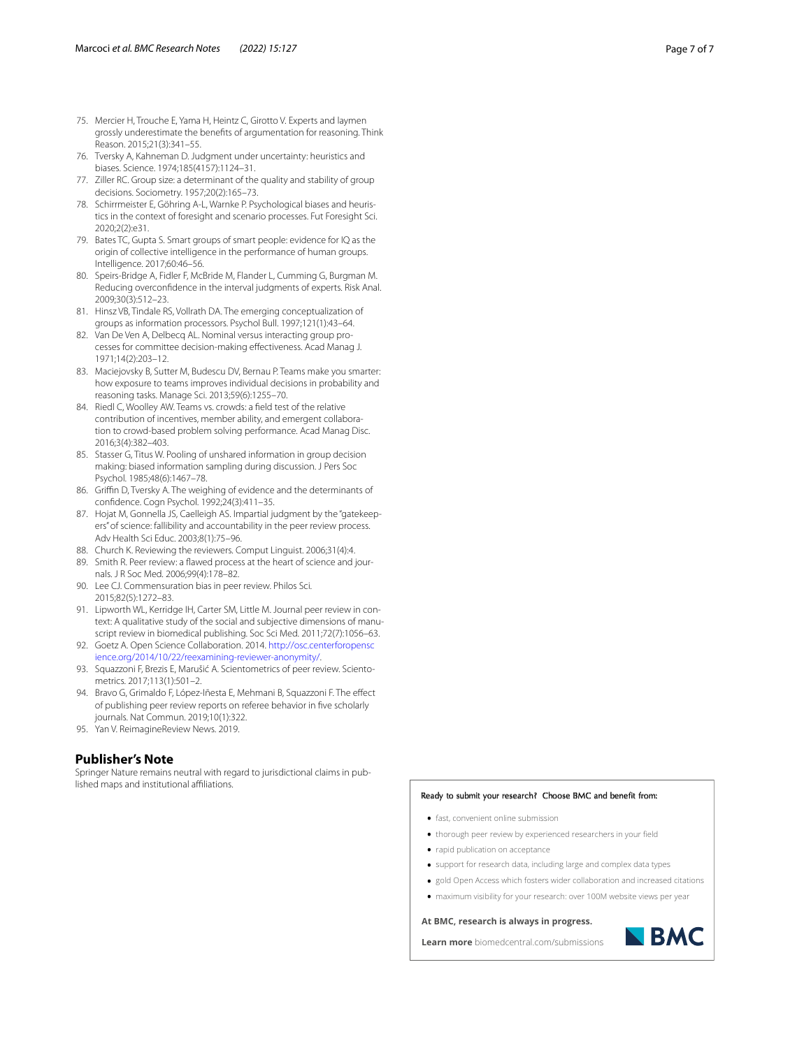75. Mercier H, Trouche E, Yama H, Heintz C, Girotto V. Experts and laymen grossly underestimate the benefits of argumentation for reasoning. Think Reason. 2015;21(3):341–55.
76. Tversky A, Kahneman D. Judgment under uncertainty: heuristics and biases. Science. 1974;185(4157):1124–31.
77. Ziller RC. Group size: a determinant of the quality and stability of group decisions. Sociometry. 1957;20(2):165–73.
78. Schirrmeister E, Göhring A-L, Warnke P. Psychological biases and heuristics in the context of foresight and scenario processes. Fut Foresight Sci. 2020;2(2):e31.
79. Bates TC, Gupta S. Smart groups of smart people: evidence for IQ as the origin of collective intelligence in the performance of human groups. Intelligence. 2017;60:46–56.
80. Speirs-Bridge A, Fidler F, McBride M, Flander L, Cumming G, Burgman M. Reducing overconfidence in the interval judgments of experts. Risk Anal. 2009;30(3):512–23.
81. Hinsz VB, Tindale RS, Vollrath DA. The emerging conceptualization of groups as information processors. Psychol Bull. 1997;121(1):43–64.
82. Van De Ven A, Delbecq AL. Nominal versus interacting group processes for committee decision-making effectiveness. Acad Manag J. 1971;14(2):203–12.
83. Maciejovsky B, Sutter M, Budescu DV, Bernau P. Teams make you smarter: how exposure to teams improves individual decisions in probability and reasoning tasks. Manage Sci. 2013;59(6):1255–70.
84. Riedl C, Woolley AW. Teams vs. crowds: a field test of the relative contribution of incentives, member ability, and emergent collaboration to crowd-based problem solving performance. Acad Manag Disc. 2016;3(4):382–403.
85. Stasser G, Titus W. Pooling of unshared information in group decision making: biased information sampling during discussion. J Pers Soc Psychol. 1985;48(6):1467–78.
86. Griffin D, Tversky A. The weighing of evidence and the determinants of confidence. Cogn Psychol. 1992;24(3):411–35.
87. Hojat M, Gonnella JS, Caelleigh AS. Impartial judgment by the "gatekeepers" of science: fallibility and accountability in the peer review process. Adv Health Sci Educ. 2003;8(1):75–96.
88. Church K. Reviewing the reviewers. Comput Linguist. 2006;31(4):4.
89. Smith R. Peer review: a flawed process at the heart of science and journals. J R Soc Med. 2006;99(4):178–82.
90. Lee CJ. Commensuration bias in peer review. Philos Sci. 2015;82(5):1272–83.
91. Lipworth WL, Kerridge IH, Carter SM, Little M. Journal peer review in context: A qualitative study of the social and subjective dimensions of manuscript review in biomedical publishing. Soc Sci Med. 2011;72(7):1056–63.
92. Goetz A. Open Science Collaboration. 2014. http://osc.centerforopenscience.org/2014/10/22/reexamining-reviewer-anonymity/.
93. Squazzoni F, Brezis E, Marušić A. Scientometrics of peer review. Scientometrics. 2017;113(1):501–2.
94. Bravo G, Grimaldo F, López-Iñesta E, Mehmani B, Squazzoni F. The effect of publishing peer review reports on referee behavior in five scholarly journals. Nat Commun. 2019;10(1):322.
95. Yan V. ReimagineReview News. 2019.

## Publisher's Note

Springer Nature remains neutral with regard to jurisdictional claims in published maps and institutional affiliations.

Ready to submit your research? Choose BMC and benefit from:

- fast, convenient online submission
- thorough peer review by experienced researchers in your field
- rapid publication on acceptance
- support for research data, including large and complex data types
- gold Open Access which fosters wider collaboration and increased citations
- maximum visibility for your research: over 100M website views per year

**At BMC, research is always in progress.**

**Learn more** biomedcentral.com/submissions

BMC